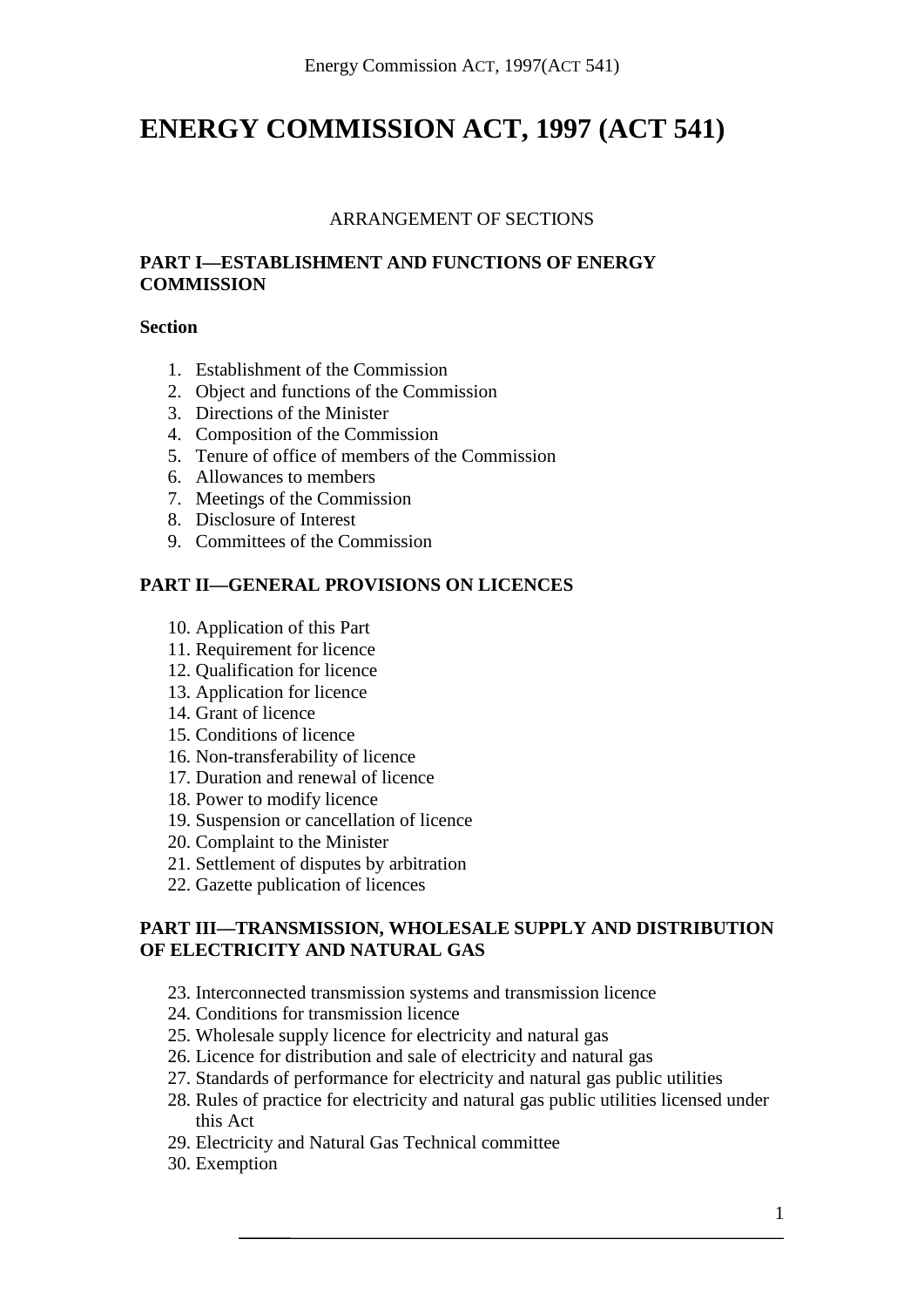# ENERGY COMMISSION ACT, 1997 (ACT 541)

ARRANGEMENT OF SECTIONS

**PART I—ESTABLISHMENT AND FUNCTIONS OF ENERGY COMMISSION**

**Section**

1. Establishment of the Commission
2. Object and functions of the Commission
3. Directions of the Minister
4. Composition of the Commission
5. Tenure of office of members of the Commission
6. Allowances to members
7. Meetings of the Commission
8. Disclosure of Interest
9. Committees of the Commission

**PART II—GENERAL PROVISIONS ON LICENCES**

10. Application of this Part
11. Requirement for licence
12. Qualification for licence
13. Application for licence
14. Grant of licence
15. Conditions of licence
16. Non-transferability of licence
17. Duration and renewal of licence
18. Power to modify licence
19. Suspension or cancellation of licence
20. Complaint to the Minister
21. Settlement of disputes by arbitration
22. Gazette publication of licences

**PART III—TRANSMISSION, WHOLESALE SUPPLY AND DISTRIBUTION OF ELECTRICITY AND NATURAL GAS**

23. Interconnected transmission systems and transmission licence
24. Conditions for transmission licence
25. Wholesale supply licence for electricity and natural gas
26. Licence for distribution and sale of electricity and natural gas
27. Standards of performance for electricity and natural gas public utilities
28. Rules of practice for electricity and natural gas public utilities licensed under this Act
29. Electricity and Natural Gas Technical committee
30. Exemption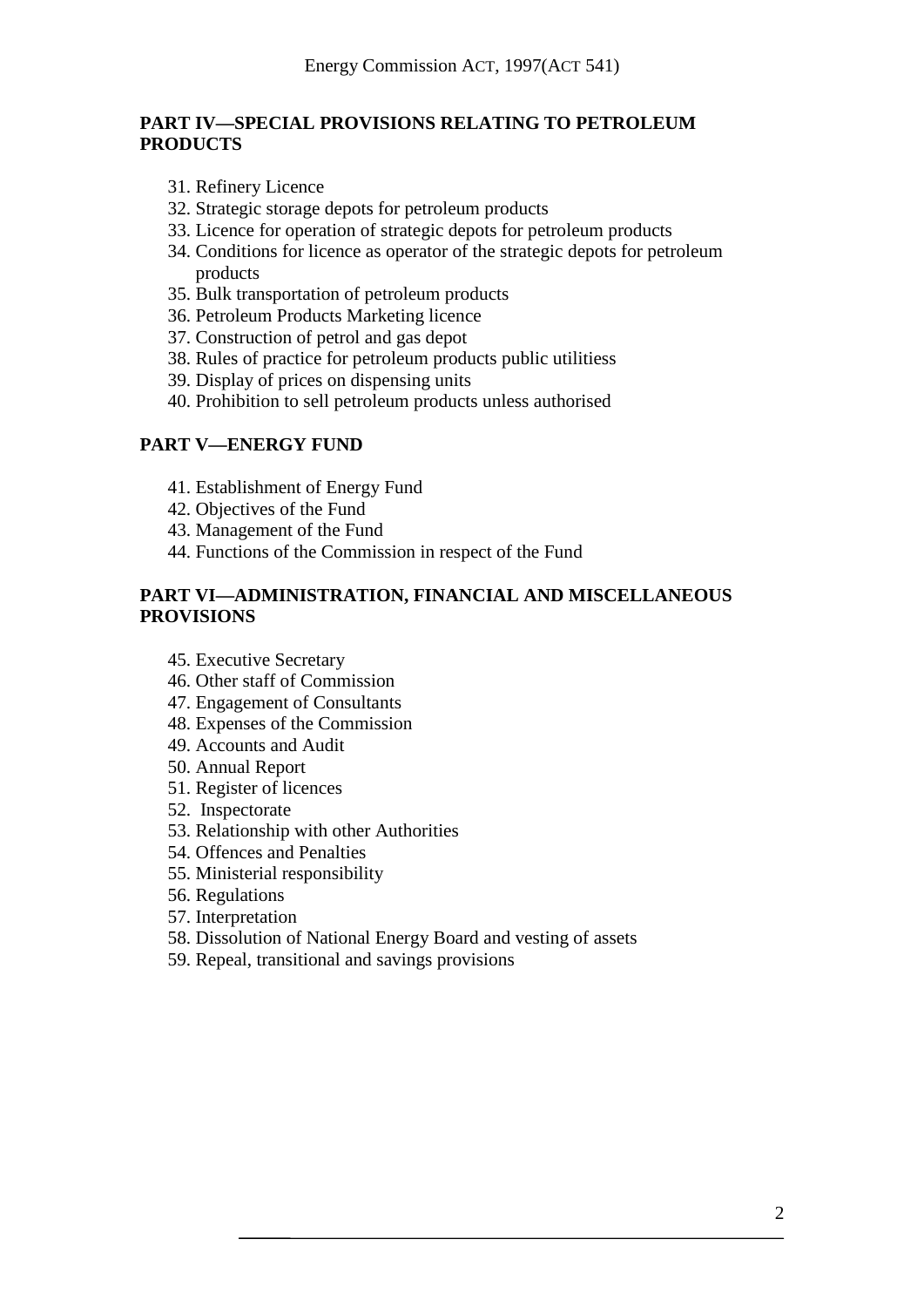## PART IV—SPECIAL PROVISIONS RELATING TO PETROLEUM PRODUCTS

31. Refinery Licence
32. Strategic storage depots for petroleum products
33. Licence for operation of strategic depots for petroleum products
34. Conditions for licence as operator of the strategic depots for petroleum products
35. Bulk transportation of petroleum products
36. Petroleum Products Marketing licence
37. Construction of petrol and gas depot
38. Rules of practice for petroleum products public utilitiess
39. Display of prices on dispensing units
40. Prohibition to sell petroleum products unless authorised

## PART V—ENERGY FUND

41. Establishment of Energy Fund
42. Objectives of the Fund
43. Management of the Fund
44. Functions of the Commission in respect of the Fund

## PART VI—ADMINISTRATION, FINANCIAL AND MISCELLANEOUS PROVISIONS

45. Executive Secretary
46. Other staff of Commission
47. Engagement of Consultants
48. Expenses of the Commission
49. Accounts and Audit
50. Annual Report
51. Register of licences
52. Inspectorate
53. Relationship with other Authorities
54. Offences and Penalties
55. Ministerial responsibility
56. Regulations
57. Interpretation
58. Dissolution of National Energy Board and vesting of assets
59. Repeal, transitional and savings provisions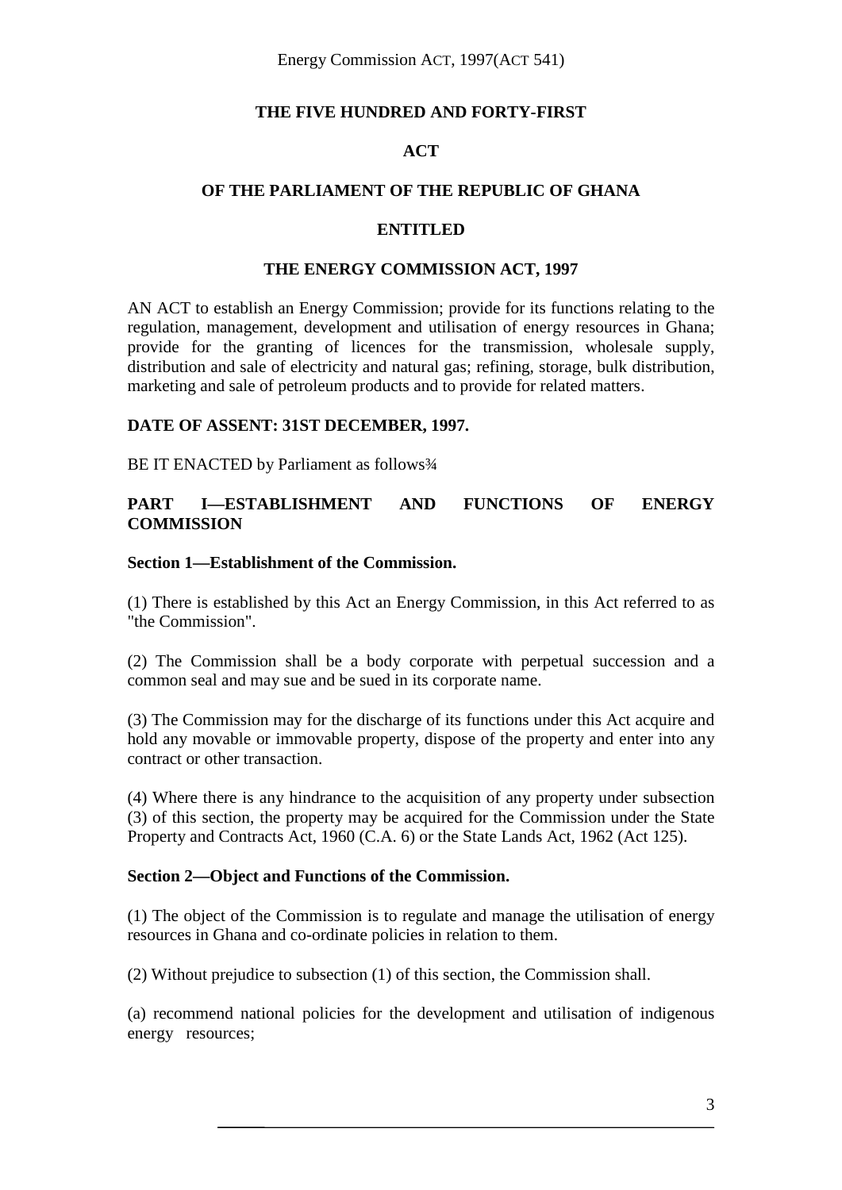# THE FIVE HUNDRED AND FORTY-FIRST

# ACT

# OF THE PARLIAMENT OF THE REPUBLIC OF GHANA

# ENTITLED

# THE ENERGY COMMISSION ACT, 1997

AN ACT to establish an Energy Commission; provide for its functions relating to the regulation, management, development and utilisation of energy resources in Ghana; provide for the granting of licences for the transmission, wholesale supply, distribution and sale of electricity and natural gas; refining, storage, bulk distribution, marketing and sale of petroleum products and to provide for related matters.

**DATE OF ASSENT: 31ST DECEMBER, 1997.**

BE IT ENACTED by Parliament as follows¾

## PART I—ESTABLISHMENT AND FUNCTIONS OF ENERGY COMMISSION

### Section 1—Establishment of the Commission.

(1) There is established by this Act an Energy Commission, in this Act referred to as "the Commission".

(2) The Commission shall be a body corporate with perpetual succession and a common seal and may sue and be sued in its corporate name.

(3) The Commission may for the discharge of its functions under this Act acquire and hold any movable or immovable property, dispose of the property and enter into any contract or other transaction.

(4) Where there is any hindrance to the acquisition of any property under subsection (3) of this section, the property may be acquired for the Commission under the State Property and Contracts Act, 1960 (C.A. 6) or the State Lands Act, 1962 (Act 125).

### Section 2—Object and Functions of the Commission.

(1) The object of the Commission is to regulate and manage the utilisation of energy resources in Ghana and co-ordinate policies in relation to them.

(2) Without prejudice to subsection (1) of this section, the Commission shall.

(a) recommend national policies for the development and utilisation of indigenous energy resources;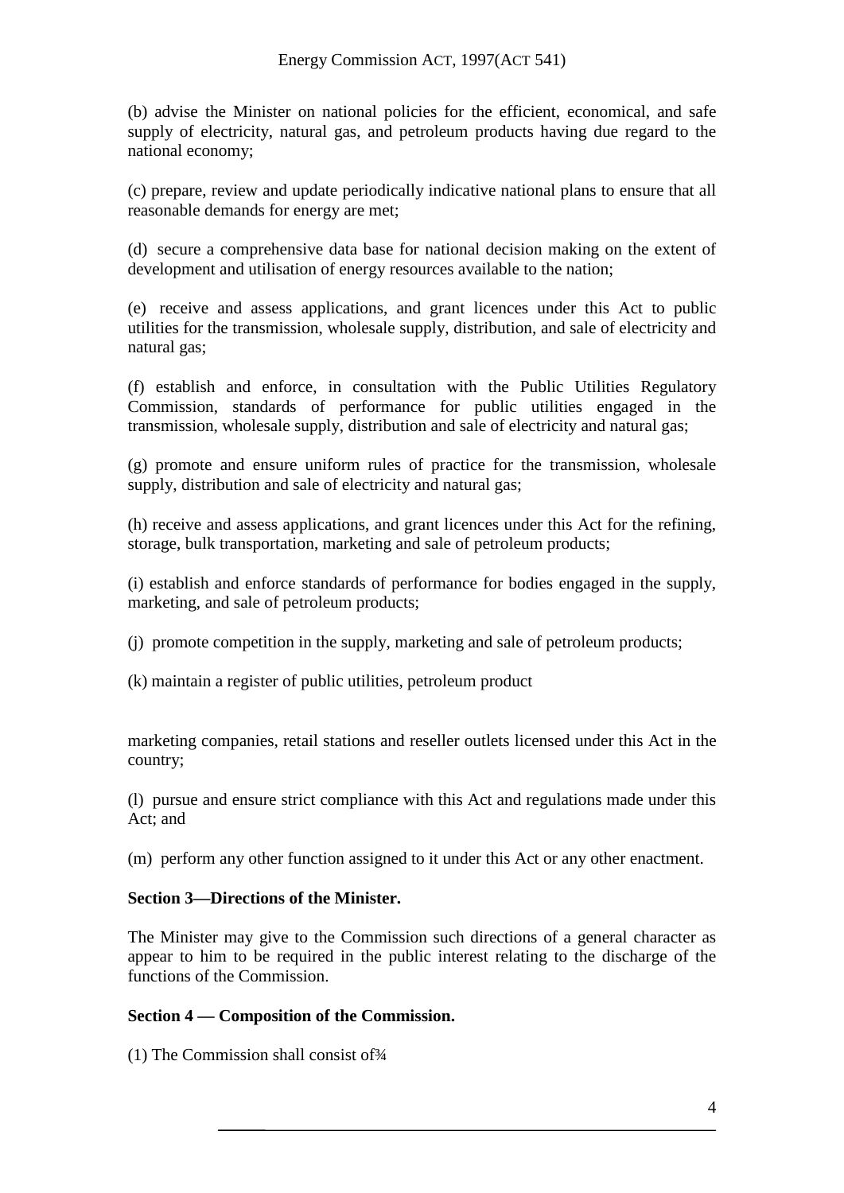(b) advise the Minister on national policies for the efficient, economical, and safe supply of electricity, natural gas, and petroleum products having due regard to the national economy;

(c) prepare, review and update periodically indicative national plans to ensure that all reasonable demands for energy are met;

(d) secure a comprehensive data base for national decision making on the extent of development and utilisation of energy resources available to the nation;

(e) receive and assess applications, and grant licences under this Act to public utilities for the transmission, wholesale supply, distribution, and sale of electricity and natural gas;

(f) establish and enforce, in consultation with the Public Utilities Regulatory Commission, standards of performance for public utilities engaged in the transmission, wholesale supply, distribution and sale of electricity and natural gas;

(g) promote and ensure uniform rules of practice for the transmission, wholesale supply, distribution and sale of electricity and natural gas;

(h) receive and assess applications, and grant licences under this Act for the refining, storage, bulk transportation, marketing and sale of petroleum products;

(i) establish and enforce standards of performance for bodies engaged in the supply, marketing, and sale of petroleum products;

(j) promote competition in the supply, marketing and sale of petroleum products;

(k) maintain a register of public utilities, petroleum product marketing companies, retail stations and reseller outlets licensed under this Act in the country;

(l) pursue and ensure strict compliance with this Act and regulations made under this Act; and

(m) perform any other function assigned to it under this Act or any other enactment.

**Section 3—Directions of the Minister.**

The Minister may give to the Commission such directions of a general character as appear to him to be required in the public interest relating to the discharge of the functions of the Commission.

**Section 4 — Composition of the Commission.**

(1) The Commission shall consist of¾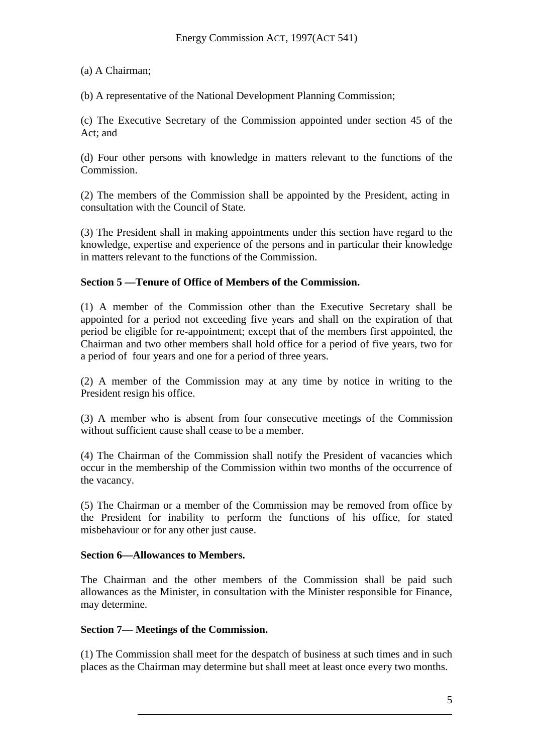(a) A Chairman;

(b) A representative of the National Development Planning Commission;

(c) The Executive Secretary of the Commission appointed under section 45 of the Act; and

(d) Four other persons with knowledge in matters relevant to the functions of the Commission.

(2) The members of the Commission shall be appointed by the President, acting in consultation with the Council of State.

(3) The President shall in making appointments under this section have regard to the knowledge, expertise and experience of the persons and in particular their knowledge in matters relevant to the functions of the Commission.

**Section 5 —Tenure of Office of Members of the Commission.**

(1) A member of the Commission other than the Executive Secretary shall be appointed for a period not exceeding five years and shall on the expiration of that period be eligible for re-appointment; except that of the members first appointed, the Chairman and two other members shall hold office for a period of five years, two for a period of four years and one for a period of three years.

(2) A member of the Commission may at any time by notice in writing to the President resign his office.

(3) A member who is absent from four consecutive meetings of the Commission without sufficient cause shall cease to be a member.

(4) The Chairman of the Commission shall notify the President of vacancies which occur in the membership of the Commission within two months of the occurrence of the vacancy.

(5) The Chairman or a member of the Commission may be removed from office by the President for inability to perform the functions of his office, for stated misbehaviour or for any other just cause.

**Section 6—Allowances to Members.**

The Chairman and the other members of the Commission shall be paid such allowances as the Minister, in consultation with the Minister responsible for Finance, may determine.

**Section 7— Meetings of the Commission.**

(1) The Commission shall meet for the despatch of business at such times and in such places as the Chairman may determine but shall meet at least once every two months.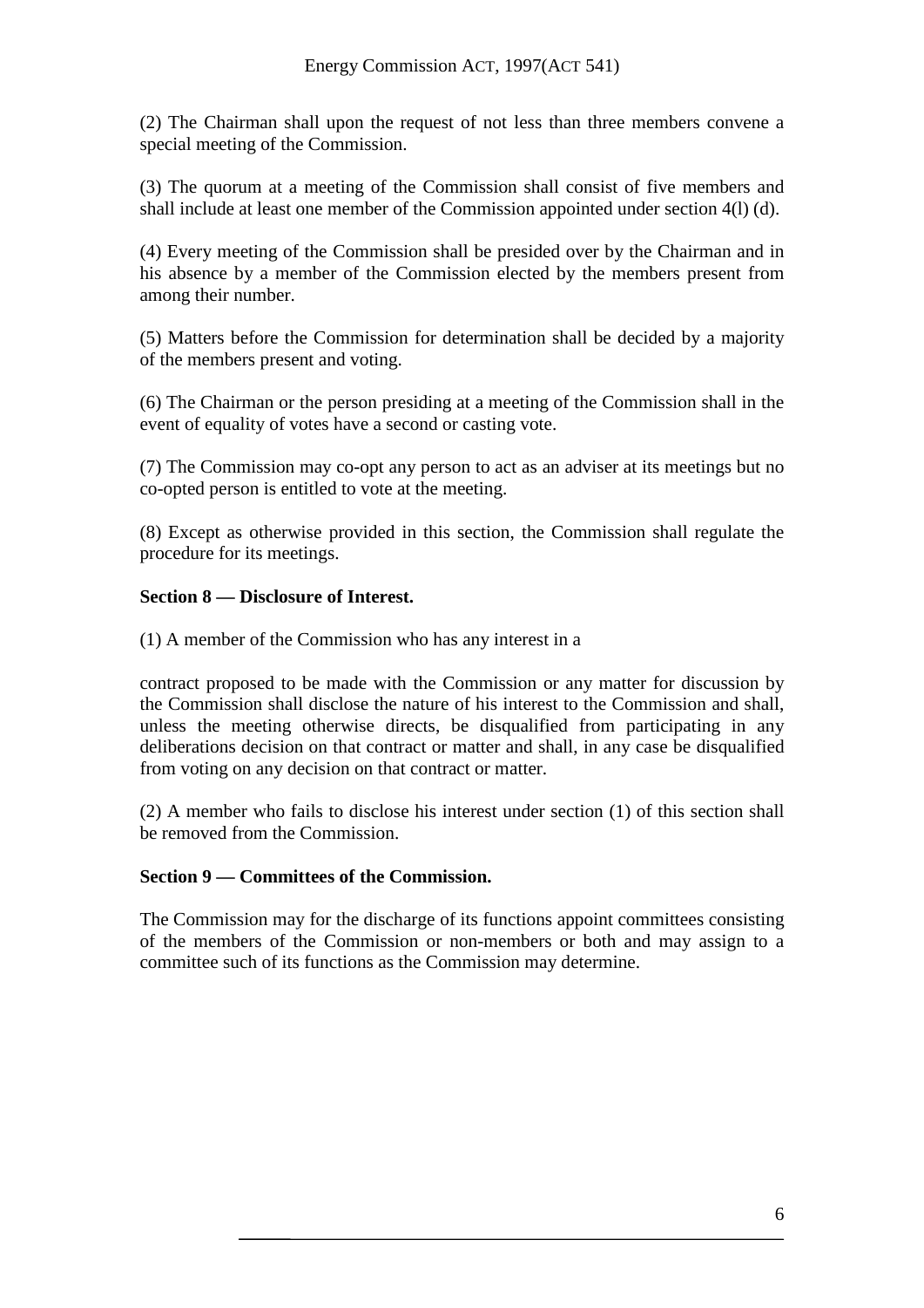(2) The Chairman shall upon the request of not less than three members convene a special meeting of the Commission.

(3) The quorum at a meeting of the Commission shall consist of five members and shall include at least one member of the Commission appointed under section 4(l) (d).

(4) Every meeting of the Commission shall be presided over by the Chairman and in his absence by a member of the Commission elected by the members present from among their number.

(5) Matters before the Commission for determination shall be decided by a majority of the members present and voting.

(6) The Chairman or the person presiding at a meeting of the Commission shall in the event of equality of votes have a second or casting vote.

(7) The Commission may co-opt any person to act as an adviser at its meetings but no co-opted person is entitled to vote at the meeting.

(8) Except as otherwise provided in this section, the Commission shall regulate the procedure for its meetings.

**Section 8 — Disclosure of Interest.**

(1) A member of the Commission who has any interest in a

contract proposed to be made with the Commission or any matter for discussion by the Commission shall disclose the nature of his interest to the Commission and shall, unless the meeting otherwise directs, be disqualified from participating in any deliberations decision on that contract or matter and shall, in any case be disqualified from voting on any decision on that contract or matter.

(2) A member who fails to disclose his interest under section (1) of this section shall be removed from the Commission.

**Section 9 — Committees of the Commission.**

The Commission may for the discharge of its functions appoint committees consisting of the members of the Commission or non-members or both and may assign to a committee such of its functions as the Commission may determine.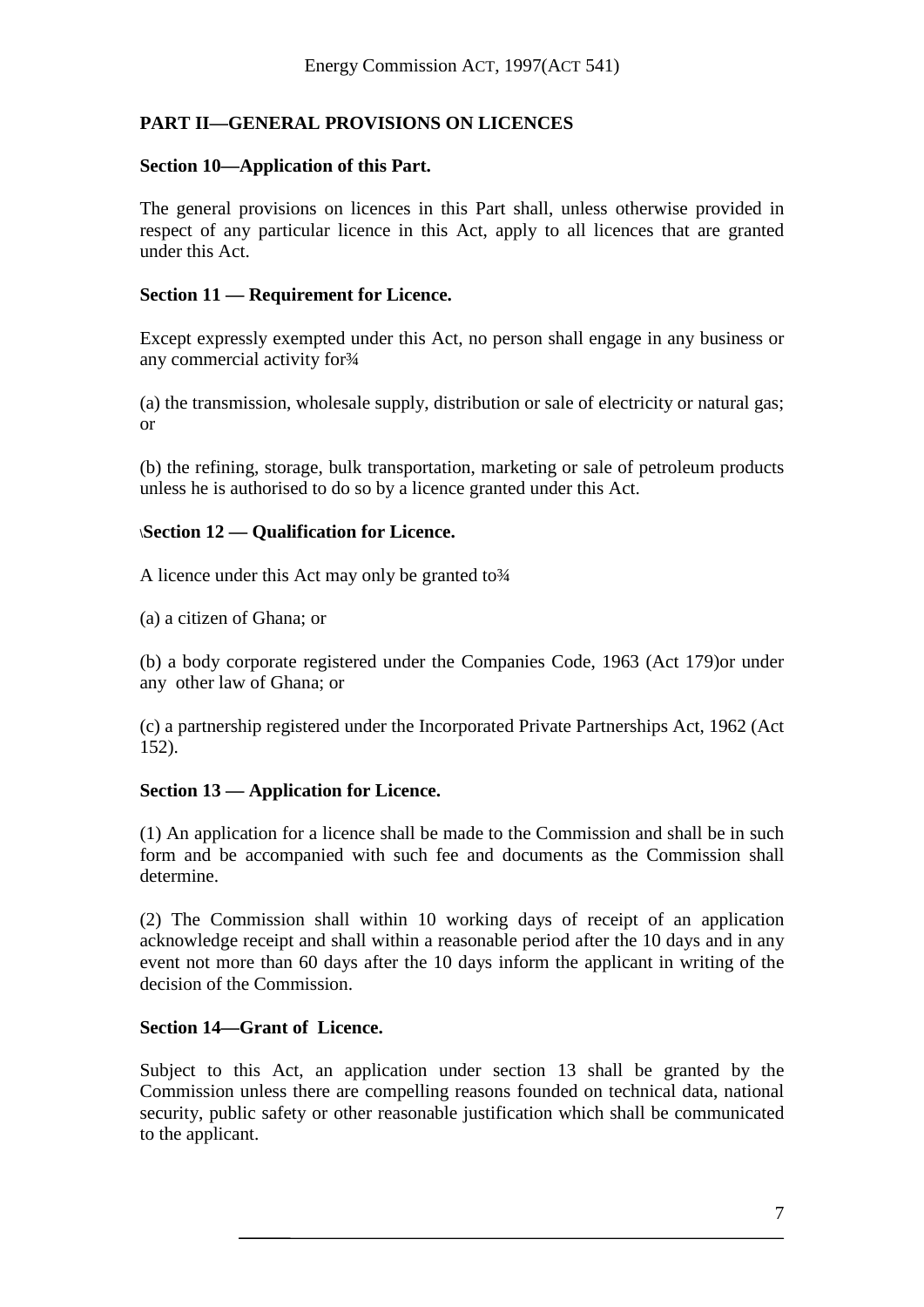## PART II—GENERAL PROVISIONS ON LICENCES

### Section 10—Application of this Part.

The general provisions on licences in this Part shall, unless otherwise provided in respect of any particular licence in this Act, apply to all licences that are granted under this Act.

### Section 11 — Requirement for Licence.

Except expressly exempted under this Act, no person shall engage in any business or any commercial activity for¾

(a) the transmission, wholesale supply, distribution or sale of electricity or natural gas; or

(b) the refining, storage, bulk transportation, marketing or sale of petroleum products unless he is authorised to do so by a licence granted under this Act.

### \Section 12 — Qualification for Licence.

A licence under this Act may only be granted to¾

(a) a citizen of Ghana; or

(b) a body corporate registered under the Companies Code, 1963 (Act 179)or under any other law of Ghana; or

(c) a partnership registered under the Incorporated Private Partnerships Act, 1962 (Act 152).

### Section 13 — Application for Licence.

(1) An application for a licence shall be made to the Commission and shall be in such form and be accompanied with such fee and documents as the Commission shall determine.

(2) The Commission shall within 10 working days of receipt of an application acknowledge receipt and shall within a reasonable period after the 10 days and in any event not more than 60 days after the 10 days inform the applicant in writing of the decision of the Commission.

### Section 14—Grant of Licence.

Subject to this Act, an application under section 13 shall be granted by the Commission unless there are compelling reasons founded on technical data, national security, public safety or other reasonable justification which shall be communicated to the applicant.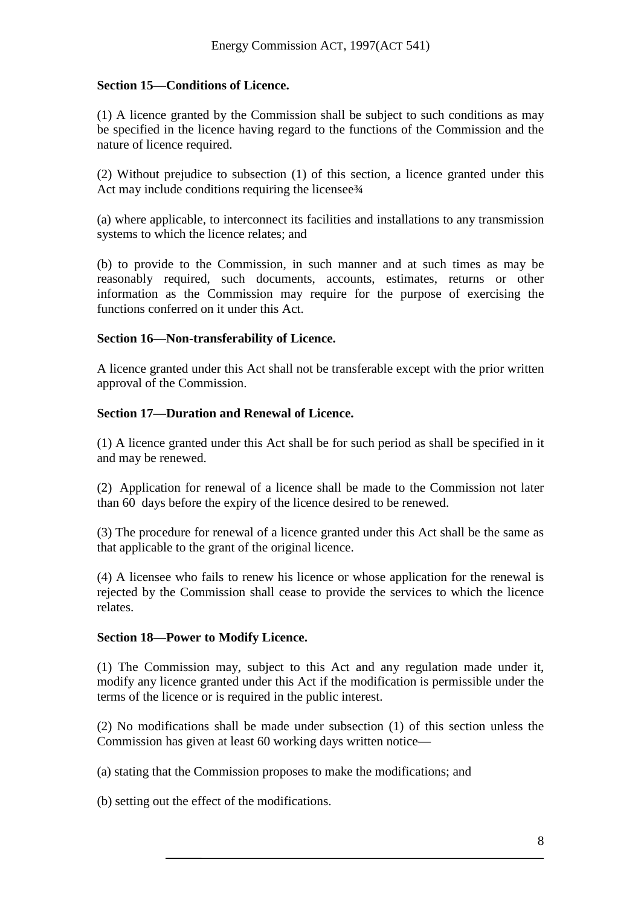**Section 15—Conditions of Licence.**

(1) A licence granted by the Commission shall be subject to such conditions as may be specified in the licence having regard to the functions of the Commission and the nature of licence required.

(2) Without prejudice to subsection (1) of this section, a licence granted under this Act may include conditions requiring the licensee¾

(a) where applicable, to interconnect its facilities and installations to any transmission systems to which the licence relates; and

(b) to provide to the Commission, in such manner and at such times as may be reasonably required, such documents, accounts, estimates, returns or other information as the Commission may require for the purpose of exercising the functions conferred on it under this Act.

**Section 16—Non-transferability of Licence.**

A licence granted under this Act shall not be transferable except with the prior written approval of the Commission.

**Section 17—Duration and Renewal of Licence.**

(1) A licence granted under this Act shall be for such period as shall be specified in it and may be renewed.

(2) Application for renewal of a licence shall be made to the Commission not later than 60 days before the expiry of the licence desired to be renewed.

(3) The procedure for renewal of a licence granted under this Act shall be the same as that applicable to the grant of the original licence.

(4) A licensee who fails to renew his licence or whose application for the renewal is rejected by the Commission shall cease to provide the services to which the licence relates.

**Section 18—Power to Modify Licence.**

(1) The Commission may, subject to this Act and any regulation made under it, modify any licence granted under this Act if the modification is permissible under the terms of the licence or is required in the public interest.

(2) No modifications shall be made under subsection (1) of this section unless the Commission has given at least 60 working days written notice—

(a) stating that the Commission proposes to make the modifications; and

(b) setting out the effect of the modifications.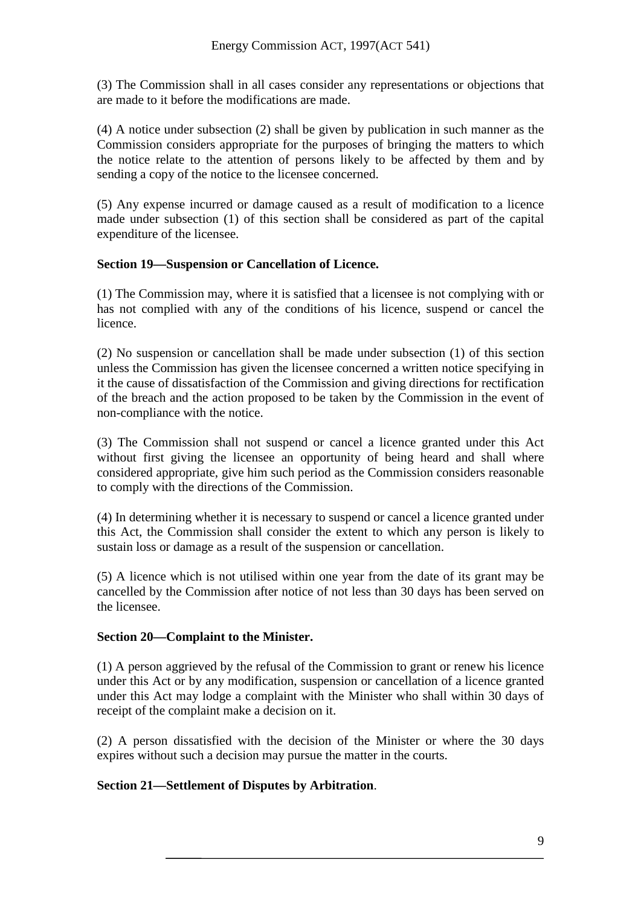(3) The Commission shall in all cases consider any representations or objections that are made to it before the modifications are made.

(4) A notice under subsection (2) shall be given by publication in such manner as the Commission considers appropriate for the purposes of bringing the matters to which the notice relate to the attention of persons likely to be affected by them and by sending a copy of the notice to the licensee concerned.

(5) Any expense incurred or damage caused as a result of modification to a licence made under subsection (1) of this section shall be considered as part of the capital expenditure of the licensee.

**Section 19—Suspension or Cancellation of Licence.**

(1) The Commission may, where it is satisfied that a licensee is not complying with or has not complied with any of the conditions of his licence, suspend or cancel the licence.

(2) No suspension or cancellation shall be made under subsection (1) of this section unless the Commission has given the licensee concerned a written notice specifying in it the cause of dissatisfaction of the Commission and giving directions for rectification of the breach and the action proposed to be taken by the Commission in the event of non-compliance with the notice.

(3) The Commission shall not suspend or cancel a licence granted under this Act without first giving the licensee an opportunity of being heard and shall where considered appropriate, give him such period as the Commission considers reasonable to comply with the directions of the Commission.

(4) In determining whether it is necessary to suspend or cancel a licence granted under this Act, the Commission shall consider the extent to which any person is likely to sustain loss or damage as a result of the suspension or cancellation.

(5) A licence which is not utilised within one year from the date of its grant may be cancelled by the Commission after notice of not less than 30 days has been served on the licensee.

**Section 20—Complaint to the Minister.**

(1) A person aggrieved by the refusal of the Commission to grant or renew his licence under this Act or by any modification, suspension or cancellation of a licence granted under this Act may lodge a complaint with the Minister who shall within 30 days of receipt of the complaint make a decision on it.

(2) A person dissatisfied with the decision of the Minister or where the 30 days expires without such a decision may pursue the matter in the courts.

**Section 21—Settlement of Disputes by Arbitration**.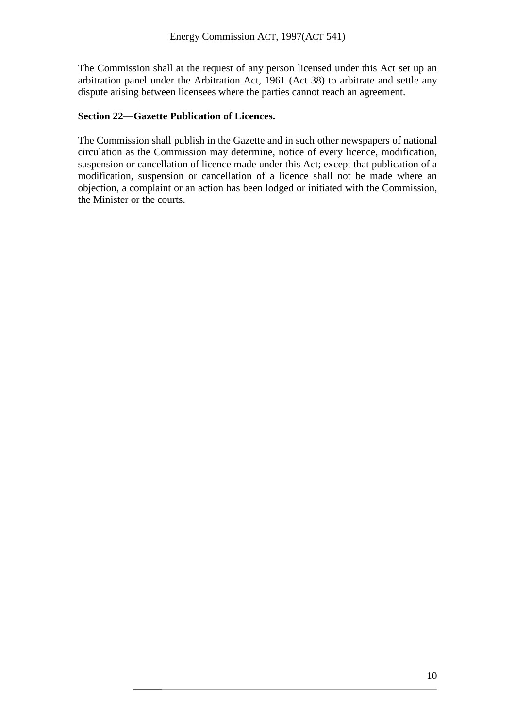The Commission shall at the request of any person licensed under this Act set up an arbitration panel under the Arbitration Act, 1961 (Act 38) to arbitrate and settle any dispute arising between licensees where the parties cannot reach an agreement.

**Section 22—Gazette Publication of Licences.**

The Commission shall publish in the Gazette and in such other newspapers of national circulation as the Commission may determine, notice of every licence, modification, suspension or cancellation of licence made under this Act; except that publication of a modification, suspension or cancellation of a licence shall not be made where an objection, a complaint or an action has been lodged or initiated with the Commission, the Minister or the courts.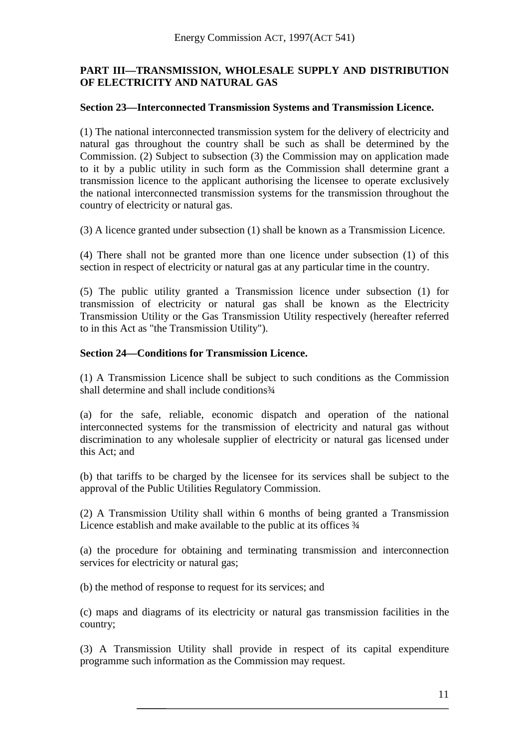## PART III—TRANSMISSION, WHOLESALE SUPPLY AND DISTRIBUTION OF ELECTRICITY AND NATURAL GAS

### Section 23—Interconnected Transmission Systems and Transmission Licence.

(1) The national interconnected transmission system for the delivery of electricity and natural gas throughout the country shall be such as shall be determined by the Commission. (2) Subject to subsection (3) the Commission may on application made to it by a public utility in such form as the Commission shall determine grant a transmission licence to the applicant authorising the licensee to operate exclusively the national interconnected transmission systems for the transmission throughout the country of electricity or natural gas.

(3) A licence granted under subsection (1) shall be known as a Transmission Licence.

(4) There shall not be granted more than one licence under subsection (1) of this section in respect of electricity or natural gas at any particular time in the country.

(5) The public utility granted a Transmission licence under subsection (1) for transmission of electricity or natural gas shall be known as the Electricity Transmission Utility or the Gas Transmission Utility respectively (hereafter referred to in this Act as "the Transmission Utility").

### Section 24—Conditions for Transmission Licence.

(1) A Transmission Licence shall be subject to such conditions as the Commission shall determine and shall include conditions¾

(a) for the safe, reliable, economic dispatch and operation of the national interconnected systems for the transmission of electricity and natural gas without discrimination to any wholesale supplier of electricity or natural gas licensed under this Act; and

(b) that tariffs to be charged by the licensee for its services shall be subject to the approval of the Public Utilities Regulatory Commission.

(2) A Transmission Utility shall within 6 months of being granted a Transmission Licence establish and make available to the public at its offices ¾

(a) the procedure for obtaining and terminating transmission and interconnection services for electricity or natural gas;

(b) the method of response to request for its services; and

(c) maps and diagrams of its electricity or natural gas transmission facilities in the country;

(3) A Transmission Utility shall provide in respect of its capital expenditure programme such information as the Commission may request.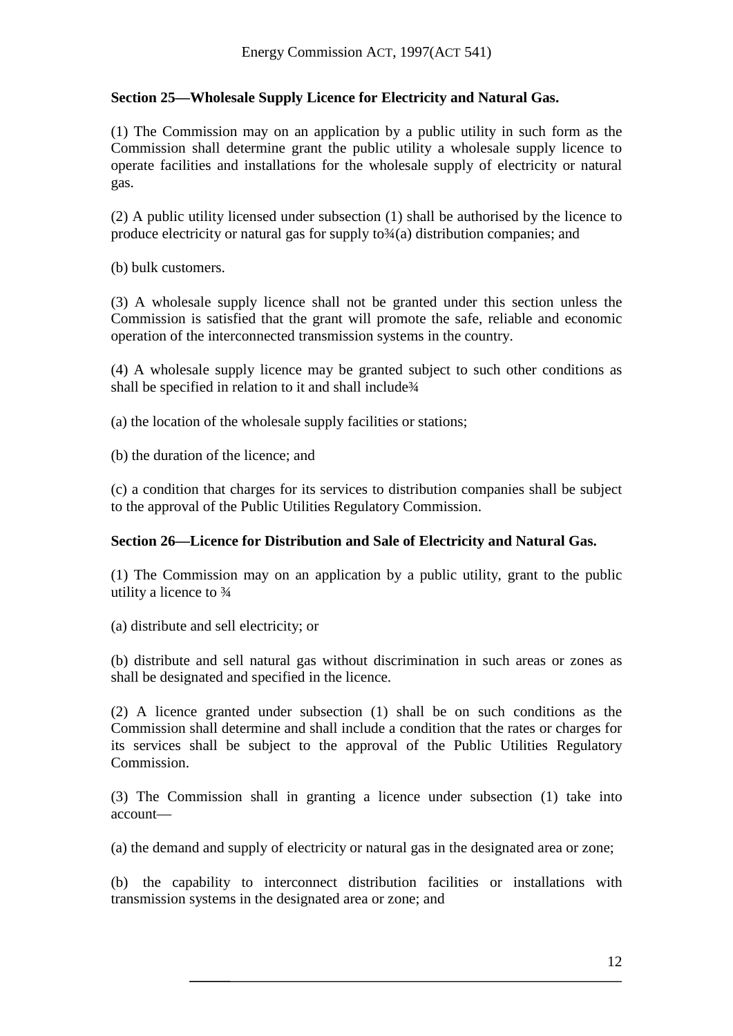**Section 25—Wholesale Supply Licence for Electricity and Natural Gas.**

(1) The Commission may on an application by a public utility in such form as the Commission shall determine grant the public utility a wholesale supply licence to operate facilities and installations for the wholesale supply of electricity or natural gas.

(2) A public utility licensed under subsection (1) shall be authorised by the licence to produce electricity or natural gas for supply to¾(a) distribution companies; and

(b) bulk customers.

(3) A wholesale supply licence shall not be granted under this section unless the Commission is satisfied that the grant will promote the safe, reliable and economic operation of the interconnected transmission systems in the country.

(4) A wholesale supply licence may be granted subject to such other conditions as shall be specified in relation to it and shall include¾

(a) the location of the wholesale supply facilities or stations;

(b) the duration of the licence; and

(c) a condition that charges for its services to distribution companies shall be subject to the approval of the Public Utilities Regulatory Commission.

**Section 26—Licence for Distribution and Sale of Electricity and Natural Gas.**

(1) The Commission may on an application by a public utility, grant to the public utility a licence to ¾

(a) distribute and sell electricity; or

(b) distribute and sell natural gas without discrimination in such areas or zones as shall be designated and specified in the licence.

(2) A licence granted under subsection (1) shall be on such conditions as the Commission shall determine and shall include a condition that the rates or charges for its services shall be subject to the approval of the Public Utilities Regulatory Commission.

(3) The Commission shall in granting a licence under subsection (1) take into account—

(a) the demand and supply of electricity or natural gas in the designated area or zone;

(b) the capability to interconnect distribution facilities or installations with transmission systems in the designated area or zone; and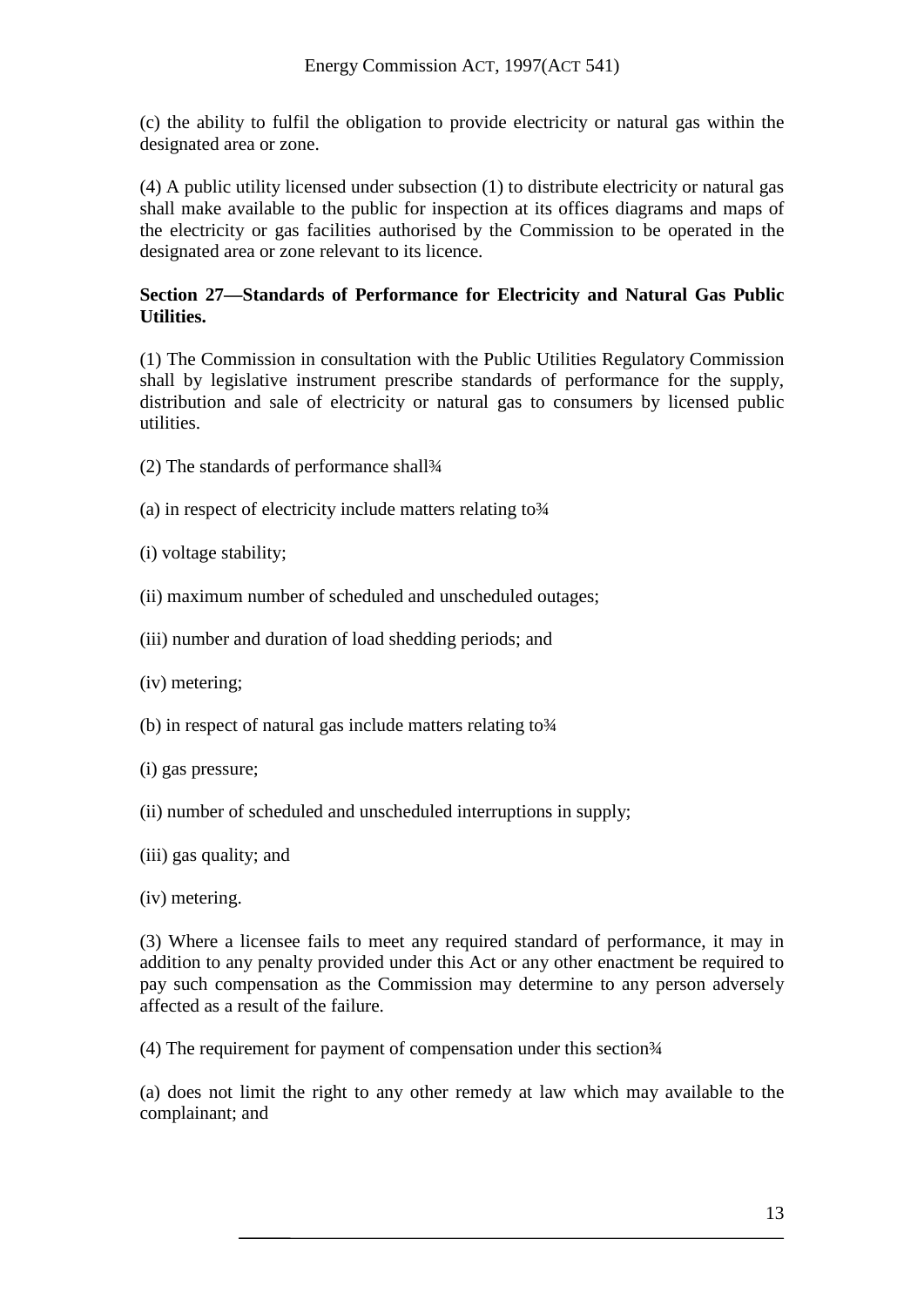(c) the ability to fulfil the obligation to provide electricity or natural gas within the designated area or zone.

(4) A public utility licensed under subsection (1) to distribute electricity or natural gas shall make available to the public for inspection at its offices diagrams and maps of the electricity or gas facilities authorised by the Commission to be operated in the designated area or zone relevant to its licence.

**Section 27—Standards of Performance for Electricity and Natural Gas Public Utilities.**

(1) The Commission in consultation with the Public Utilities Regulatory Commission shall by legislative instrument prescribe standards of performance for the supply, distribution and sale of electricity or natural gas to consumers by licensed public utilities.

(2) The standards of performance shall¾

(a) in respect of electricity include matters relating to¾

(i) voltage stability;

(ii) maximum number of scheduled and unscheduled outages;

(iii) number and duration of load shedding periods; and

(iv) metering;

(b) in respect of natural gas include matters relating to¾

(i) gas pressure;

(ii) number of scheduled and unscheduled interruptions in supply;

(iii) gas quality; and

(iv) metering.

(3) Where a licensee fails to meet any required standard of performance, it may in addition to any penalty provided under this Act or any other enactment be required to pay such compensation as the Commission may determine to any person adversely affected as a result of the failure.

(4) The requirement for payment of compensation under this section¾

(a) does not limit the right to any other remedy at law which may available to the complainant; and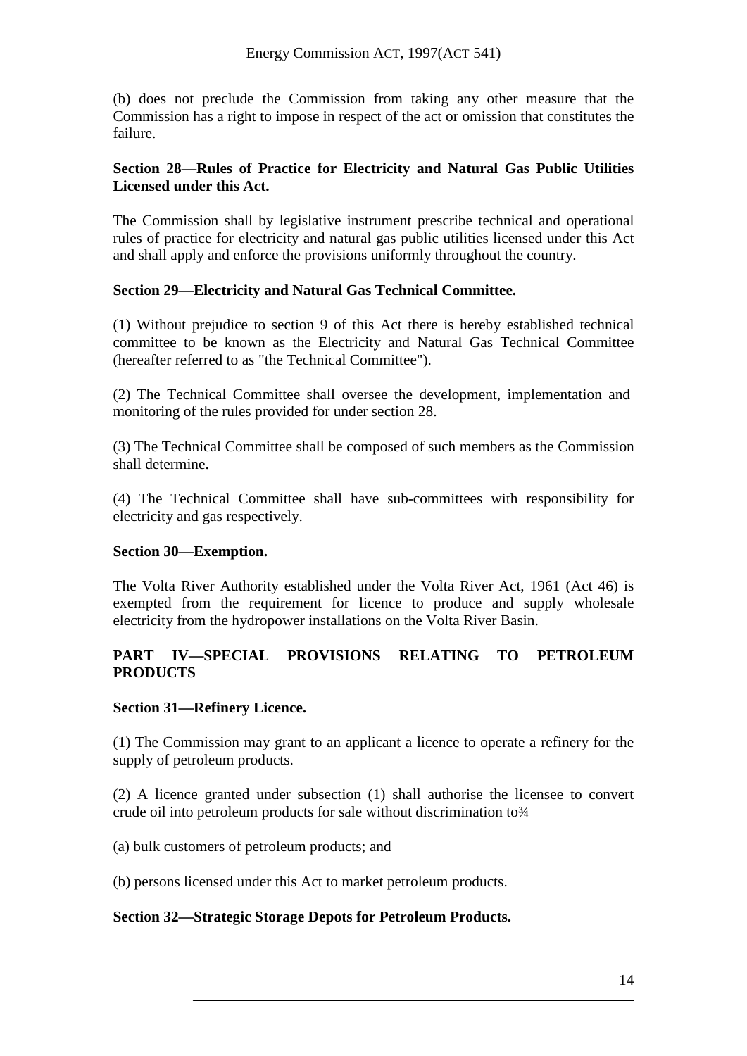(b) does not preclude the Commission from taking any other measure that the Commission has a right to impose in respect of the act or omission that constitutes the failure.

**Section 28—Rules of Practice for Electricity and Natural Gas Public Utilities Licensed under this Act.**

The Commission shall by legislative instrument prescribe technical and operational rules of practice for electricity and natural gas public utilities licensed under this Act and shall apply and enforce the provisions uniformly throughout the country.

**Section 29—Electricity and Natural Gas Technical Committee.**

(1) Without prejudice to section 9 of this Act there is hereby established technical committee to be known as the Electricity and Natural Gas Technical Committee (hereafter referred to as "the Technical Committee").

(2) The Technical Committee shall oversee the development, implementation and monitoring of the rules provided for under section 28.

(3) The Technical Committee shall be composed of such members as the Commission shall determine.

(4) The Technical Committee shall have sub-committees with responsibility for electricity and gas respectively.

**Section 30—Exemption.**

The Volta River Authority established under the Volta River Act, 1961 (Act 46) is exempted from the requirement for licence to produce and supply wholesale electricity from the hydropower installations on the Volta River Basin.

**PART IV—SPECIAL PROVISIONS RELATING TO PETROLEUM PRODUCTS**

**Section 31—Refinery Licence.**

(1) The Commission may grant to an applicant a licence to operate a refinery for the supply of petroleum products.

(2) A licence granted under subsection (1) shall authorise the licensee to convert crude oil into petroleum products for sale without discrimination to¾

(a) bulk customers of petroleum products; and

(b) persons licensed under this Act to market petroleum products.

**Section 32—Strategic Storage Depots for Petroleum Products.**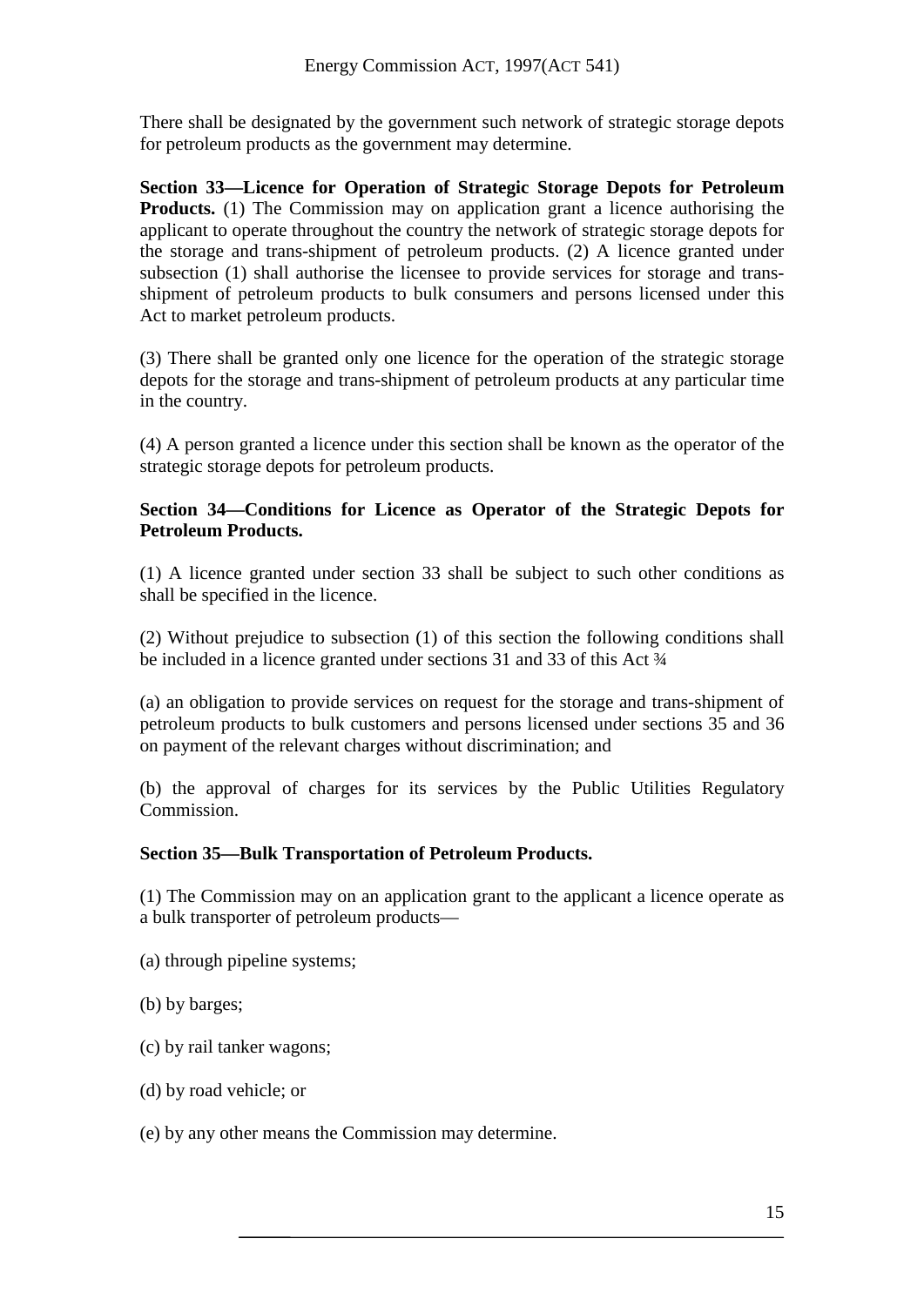There shall be designated by the government such network of strategic storage depots for petroleum products as the government may determine.

**Section 33—Licence for Operation of Strategic Storage Depots for Petroleum Products.** (1) The Commission may on application grant a licence authorising the applicant to operate throughout the country the network of strategic storage depots for the storage and trans-shipment of petroleum products. (2) A licence granted under subsection (1) shall authorise the licensee to provide services for storage and trans-shipment of petroleum products to bulk consumers and persons licensed under this Act to market petroleum products.

(3) There shall be granted only one licence for the operation of the strategic storage depots for the storage and trans-shipment of petroleum products at any particular time in the country.

(4) A person granted a licence under this section shall be known as the operator of the strategic storage depots for petroleum products.

**Section 34—Conditions for Licence as Operator of the Strategic Depots for Petroleum Products.**

(1) A licence granted under section 33 shall be subject to such other conditions as shall be specified in the licence.

(2) Without prejudice to subsection (1) of this section the following conditions shall be included in a licence granted under sections 31 and 33 of this Act ¾

(a) an obligation to provide services on request for the storage and trans-shipment of petroleum products to bulk customers and persons licensed under sections 35 and 36 on payment of the relevant charges without discrimination; and

(b) the approval of charges for its services by the Public Utilities Regulatory Commission.

**Section 35—Bulk Transportation of Petroleum Products.**

(1) The Commission may on an application grant to the applicant a licence operate as a bulk transporter of petroleum products—

(a) through pipeline systems;

(b) by barges;

(c) by rail tanker wagons;

(d) by road vehicle; or

(e) by any other means the Commission may determine.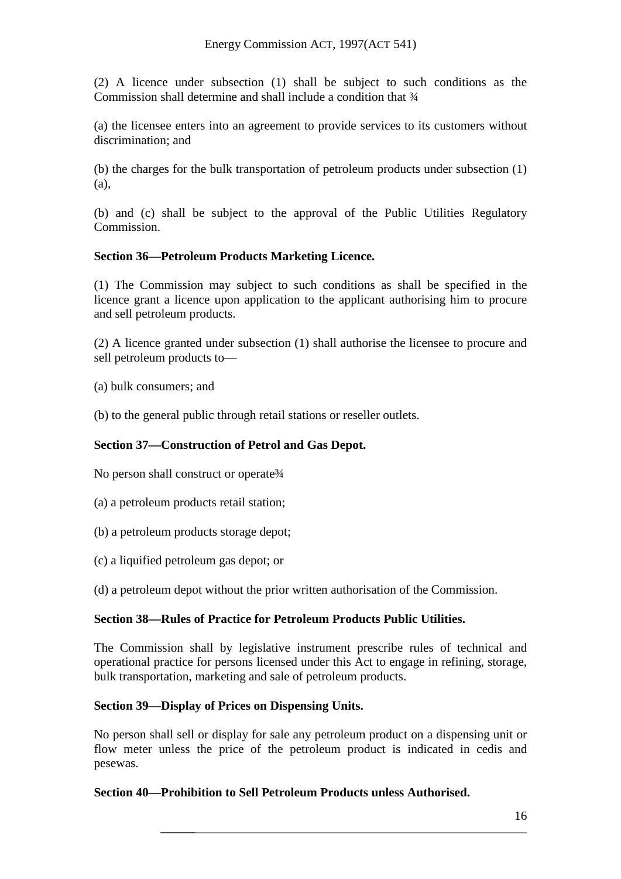(2) A licence under subsection (1) shall be subject to such conditions as the Commission shall determine and shall include a condition that ¾

(a) the licensee enters into an agreement to provide services to its customers without discrimination; and

(b) the charges for the bulk transportation of petroleum products under subsection (1)(a),

(b) and (c) shall be subject to the approval of the Public Utilities Regulatory Commission.

**Section 36—Petroleum Products Marketing Licence.**

(1) The Commission may subject to such conditions as shall be specified in the licence grant a licence upon application to the applicant authorising him to procure and sell petroleum products.

(2) A licence granted under subsection (1) shall authorise the licensee to procure and sell petroleum products to—

(a) bulk consumers; and

(b) to the general public through retail stations or reseller outlets.

**Section 37—Construction of Petrol and Gas Depot.**

No person shall construct or operate¾

(a) a petroleum products retail station;

(b) a petroleum products storage depot;

(c) a liquified petroleum gas depot; or

(d) a petroleum depot without the prior written authorisation of the Commission.

**Section 38—Rules of Practice for Petroleum Products Public Utilities.**

The Commission shall by legislative instrument prescribe rules of technical and operational practice for persons licensed under this Act to engage in refining, storage, bulk transportation, marketing and sale of petroleum products.

**Section 39—Display of Prices on Dispensing Units.**

No person shall sell or display for sale any petroleum product on a dispensing unit or flow meter unless the price of the petroleum product is indicated in cedis and pesewas.

**Section 40—Prohibition to Sell Petroleum Products unless Authorised.**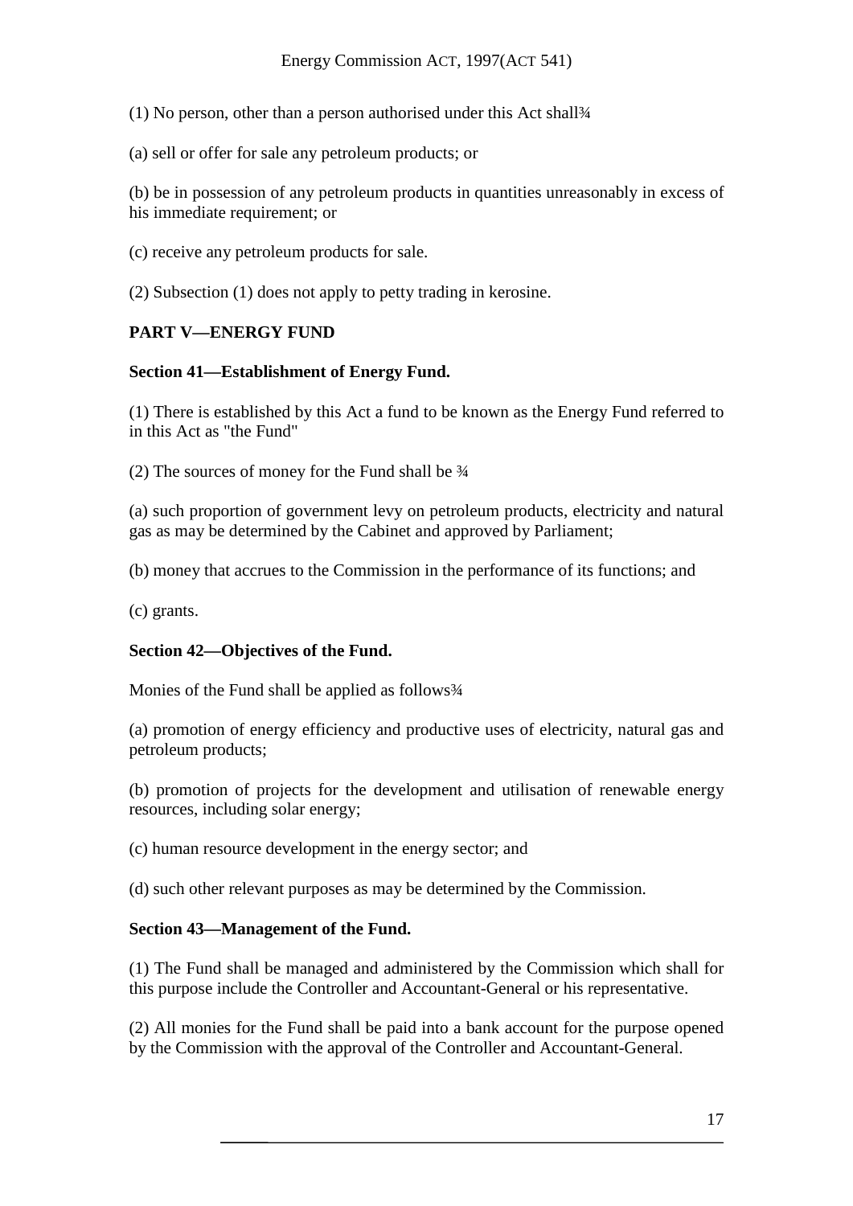(1) No person, other than a person authorised under this Act shall¾

(a) sell or offer for sale any petroleum products; or

(b) be in possession of any petroleum products in quantities unreasonably in excess of his immediate requirement; or

(c) receive any petroleum products for sale.

(2) Subsection (1) does not apply to petty trading in kerosine.

**PART V—ENERGY FUND**

**Section 41—Establishment of Energy Fund.**

(1) There is established by this Act a fund to be known as the Energy Fund referred to in this Act as "the Fund"

(2) The sources of money for the Fund shall be ¾

(a) such proportion of government levy on petroleum products, electricity and natural gas as may be determined by the Cabinet and approved by Parliament;

(b) money that accrues to the Commission in the performance of its functions; and

(c) grants.

**Section 42—Objectives of the Fund.**

Monies of the Fund shall be applied as follows¾

(a) promotion of energy efficiency and productive uses of electricity, natural gas and petroleum products;

(b) promotion of projects for the development and utilisation of renewable energy resources, including solar energy;

(c) human resource development in the energy sector; and

(d) such other relevant purposes as may be determined by the Commission.

**Section 43—Management of the Fund.**

(1) The Fund shall be managed and administered by the Commission which shall for this purpose include the Controller and Accountant-General or his representative.

(2) All monies for the Fund shall be paid into a bank account for the purpose opened by the Commission with the approval of the Controller and Accountant-General.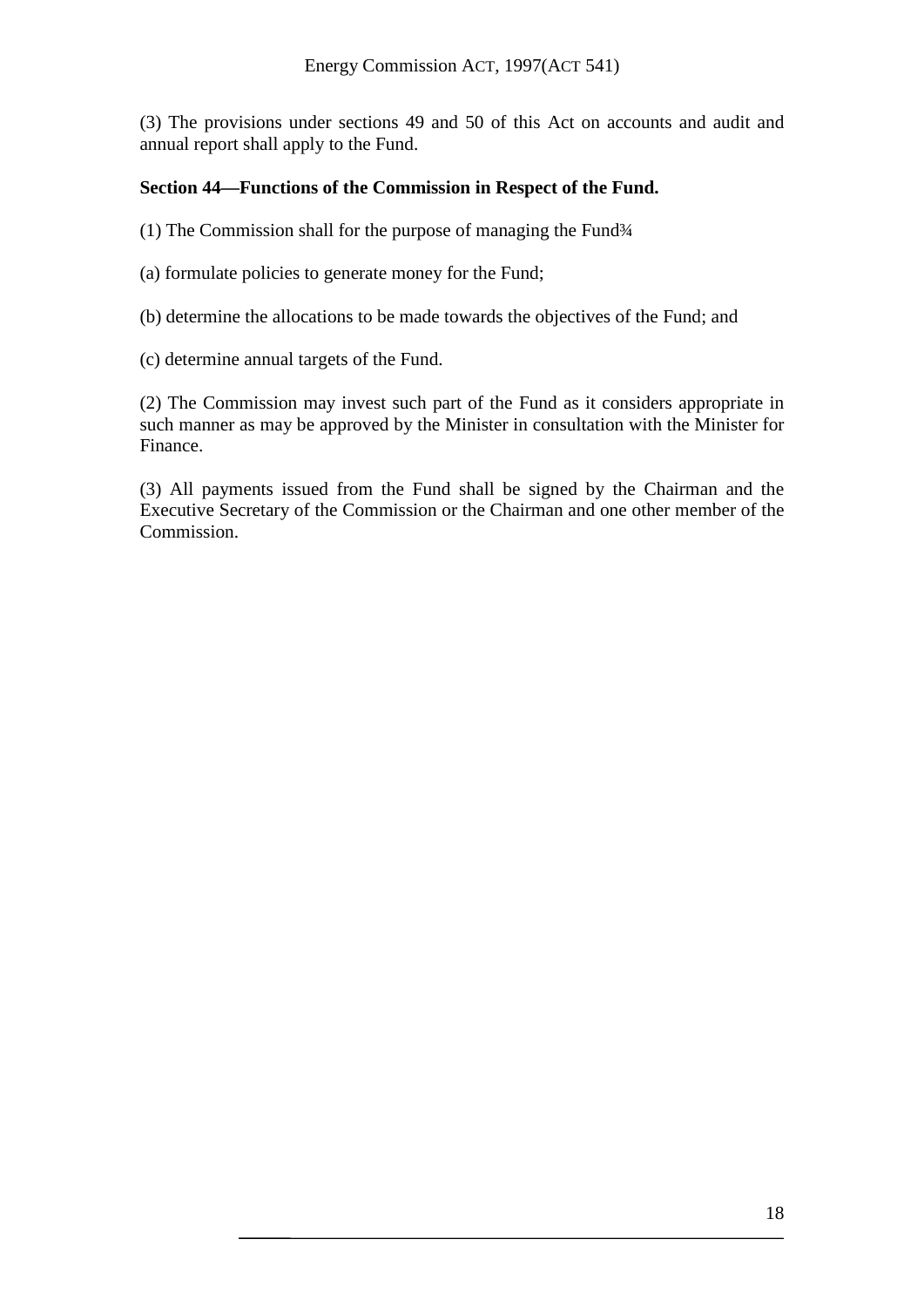(3) The provisions under sections 49 and 50 of this Act on accounts and audit and annual report shall apply to the Fund.

**Section 44—Functions of the Commission in Respect of the Fund.**

(1) The Commission shall for the purpose of managing the Fund¾

(a) formulate policies to generate money for the Fund;

(b) determine the allocations to be made towards the objectives of the Fund; and

(c) determine annual targets of the Fund.

(2) The Commission may invest such part of the Fund as it considers appropriate in such manner as may be approved by the Minister in consultation with the Minister for Finance.

(3) All payments issued from the Fund shall be signed by the Chairman and the Executive Secretary of the Commission or the Chairman and one other member of the Commission.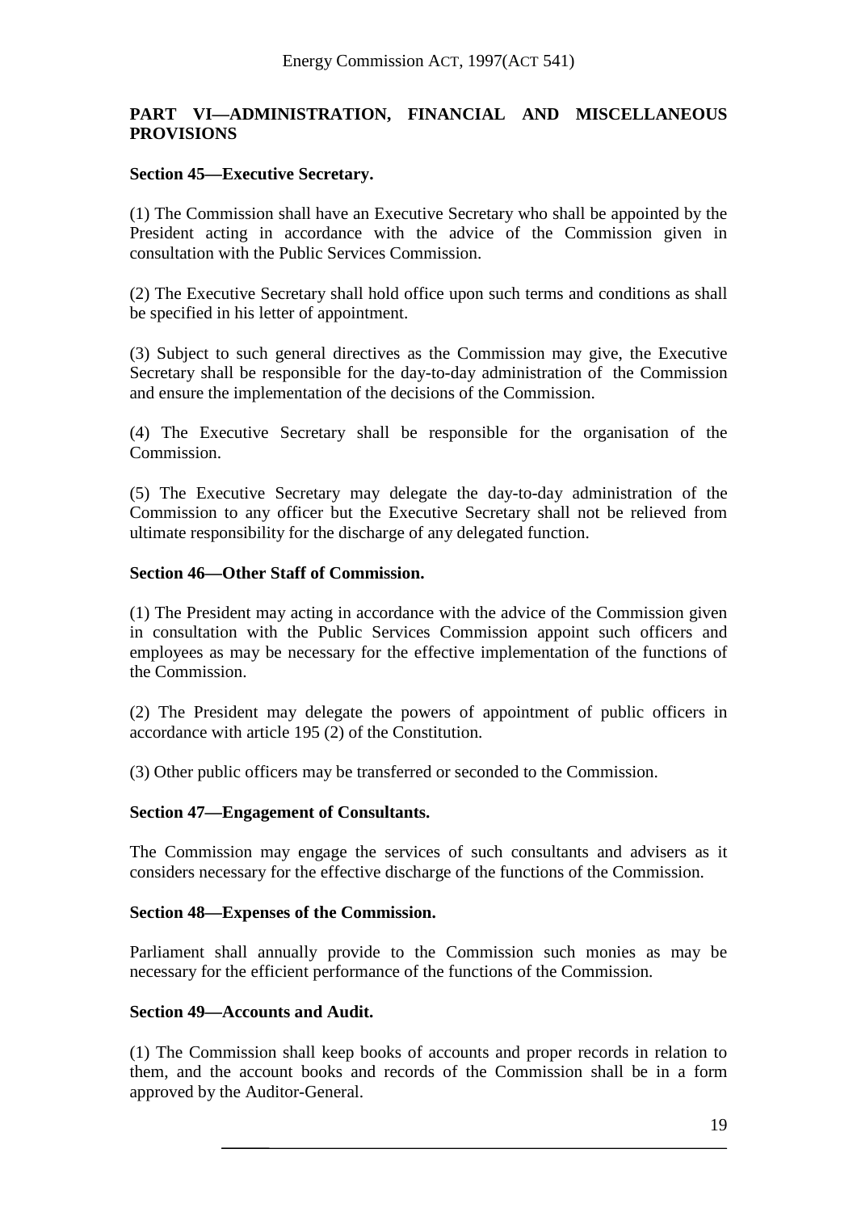## PART VI—ADMINISTRATION, FINANCIAL AND MISCELLANEOUS PROVISIONS

### Section 45—Executive Secretary.

(1) The Commission shall have an Executive Secretary who shall be appointed by the President acting in accordance with the advice of the Commission given in consultation with the Public Services Commission.

(2) The Executive Secretary shall hold office upon such terms and conditions as shall be specified in his letter of appointment.

(3) Subject to such general directives as the Commission may give, the Executive Secretary shall be responsible for the day-to-day administration of the Commission and ensure the implementation of the decisions of the Commission.

(4) The Executive Secretary shall be responsible for the organisation of the Commission.

(5) The Executive Secretary may delegate the day-to-day administration of the Commission to any officer but the Executive Secretary shall not be relieved from ultimate responsibility for the discharge of any delegated function.

### Section 46—Other Staff of Commission.

(1) The President may acting in accordance with the advice of the Commission given in consultation with the Public Services Commission appoint such officers and employees as may be necessary for the effective implementation of the functions of the Commission.

(2) The President may delegate the powers of appointment of public officers in accordance with article 195 (2) of the Constitution.

(3) Other public officers may be transferred or seconded to the Commission.

### Section 47—Engagement of Consultants.

The Commission may engage the services of such consultants and advisers as it considers necessary for the effective discharge of the functions of the Commission.

### Section 48—Expenses of the Commission.

Parliament shall annually provide to the Commission such monies as may be necessary for the efficient performance of the functions of the Commission.

### Section 49—Accounts and Audit.

(1) The Commission shall keep books of accounts and proper records in relation to them, and the account books and records of the Commission shall be in a form approved by the Auditor-General.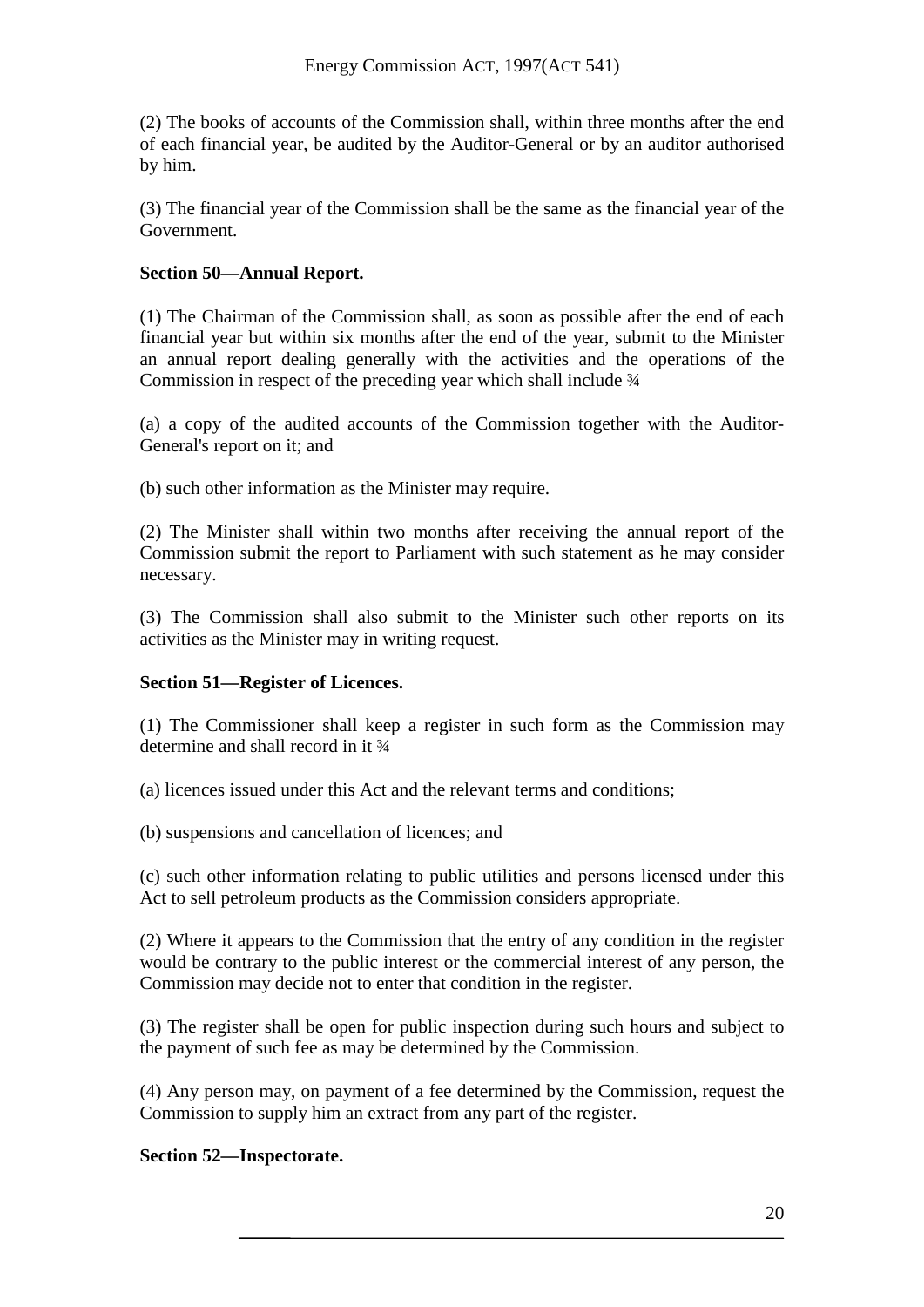(2) The books of accounts of the Commission shall, within three months after the end of each financial year, be audited by the Auditor-General or by an auditor authorised by him.

(3) The financial year of the Commission shall be the same as the financial year of the Government.

**Section 50—Annual Report.**

(1) The Chairman of the Commission shall, as soon as possible after the end of each financial year but within six months after the end of the year, submit to the Minister an annual report dealing generally with the activities and the operations of the Commission in respect of the preceding year which shall include ¾

(a) a copy of the audited accounts of the Commission together with the Auditor-General's report on it; and

(b) such other information as the Minister may require.

(2) The Minister shall within two months after receiving the annual report of the Commission submit the report to Parliament with such statement as he may consider necessary.

(3) The Commission shall also submit to the Minister such other reports on its activities as the Minister may in writing request.

**Section 51—Register of Licences.**

(1) The Commissioner shall keep a register in such form as the Commission may determine and shall record in it ¾

(a) licences issued under this Act and the relevant terms and conditions;

(b) suspensions and cancellation of licences; and

(c) such other information relating to public utilities and persons licensed under this Act to sell petroleum products as the Commission considers appropriate.

(2) Where it appears to the Commission that the entry of any condition in the register would be contrary to the public interest or the commercial interest of any person, the Commission may decide not to enter that condition in the register.

(3) The register shall be open for public inspection during such hours and subject to the payment of such fee as may be determined by the Commission.

(4) Any person may, on payment of a fee determined by the Commission, request the Commission to supply him an extract from any part of the register.

**Section 52—Inspectorate.**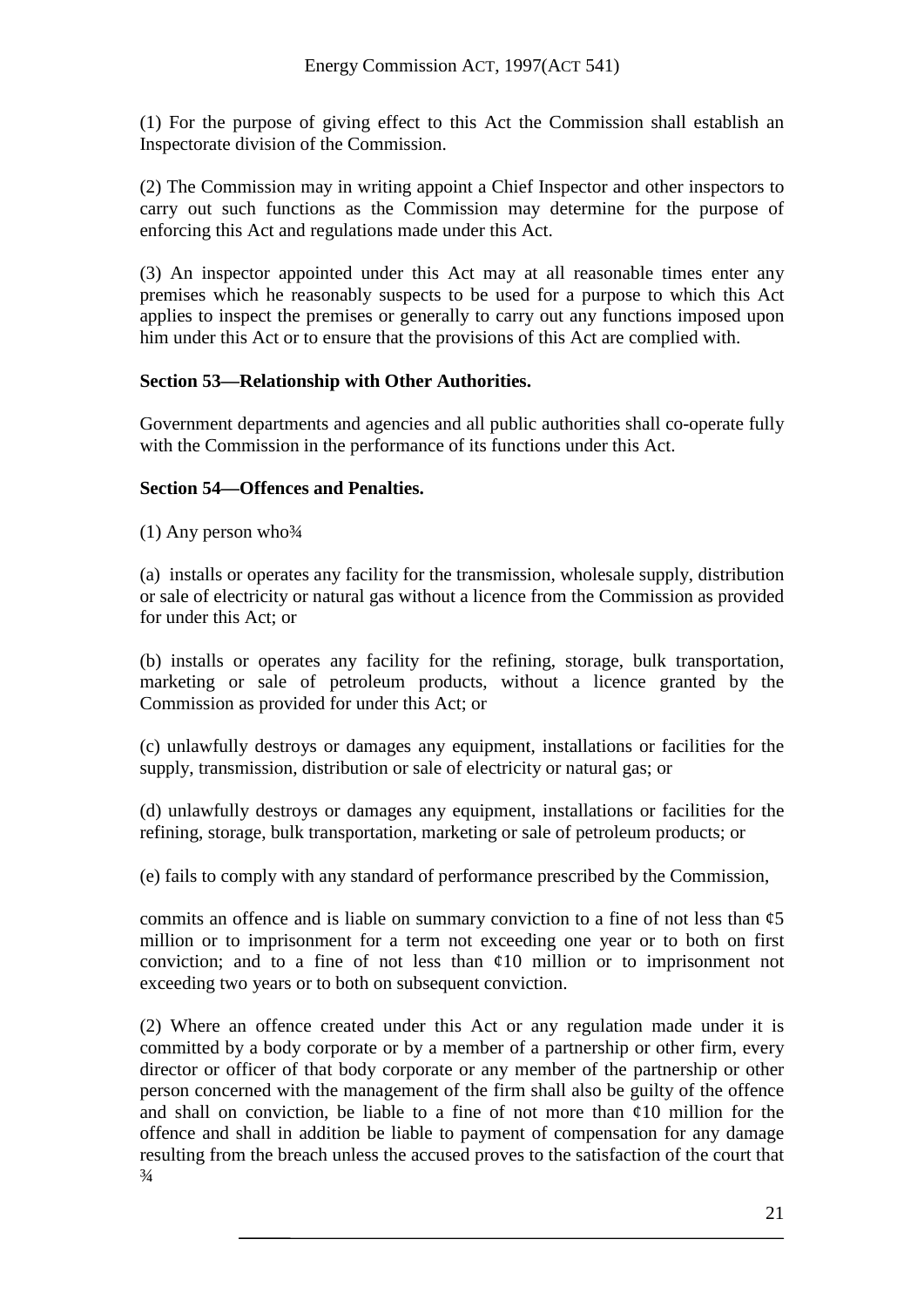(1) For the purpose of giving effect to this Act the Commission shall establish an Inspectorate division of the Commission.

(2) The Commission may in writing appoint a Chief Inspector and other inspectors to carry out such functions as the Commission may determine for the purpose of enforcing this Act and regulations made under this Act.

(3) An inspector appointed under this Act may at all reasonable times enter any premises which he reasonably suspects to be used for a purpose to which this Act applies to inspect the premises or generally to carry out any functions imposed upon him under this Act or to ensure that the provisions of this Act are complied with.

**Section 53—Relationship with Other Authorities.**

Government departments and agencies and all public authorities shall co-operate fully with the Commission in the performance of its functions under this Act.

**Section 54—Offences and Penalties.**

(1) Any person who¾

(a) installs or operates any facility for the transmission, wholesale supply, distribution or sale of electricity or natural gas without a licence from the Commission as provided for under this Act; or

(b) installs or operates any facility for the refining, storage, bulk transportation, marketing or sale of petroleum products, without a licence granted by the Commission as provided for under this Act; or

(c) unlawfully destroys or damages any equipment, installations or facilities for the supply, transmission, distribution or sale of electricity or natural gas; or

(d) unlawfully destroys or damages any equipment, installations or facilities for the refining, storage, bulk transportation, marketing or sale of petroleum products; or

(e) fails to comply with any standard of performance prescribed by the Commission,

commits an offence and is liable on summary conviction to a fine of not less than ¢5 million or to imprisonment for a term not exceeding one year or to both on first conviction; and to a fine of not less than ¢10 million or to imprisonment not exceeding two years or to both on subsequent conviction.

(2) Where an offence created under this Act or any regulation made under it is committed by a body corporate or by a member of a partnership or other firm, every director or officer of that body corporate or any member of the partnership or other person concerned with the management of the firm shall also be guilty of the offence and shall on conviction, be liable to a fine of not more than ¢10 million for the offence and shall in addition be liable to payment of compensation for any damage resulting from the breach unless the accused proves to the satisfaction of the court that ¾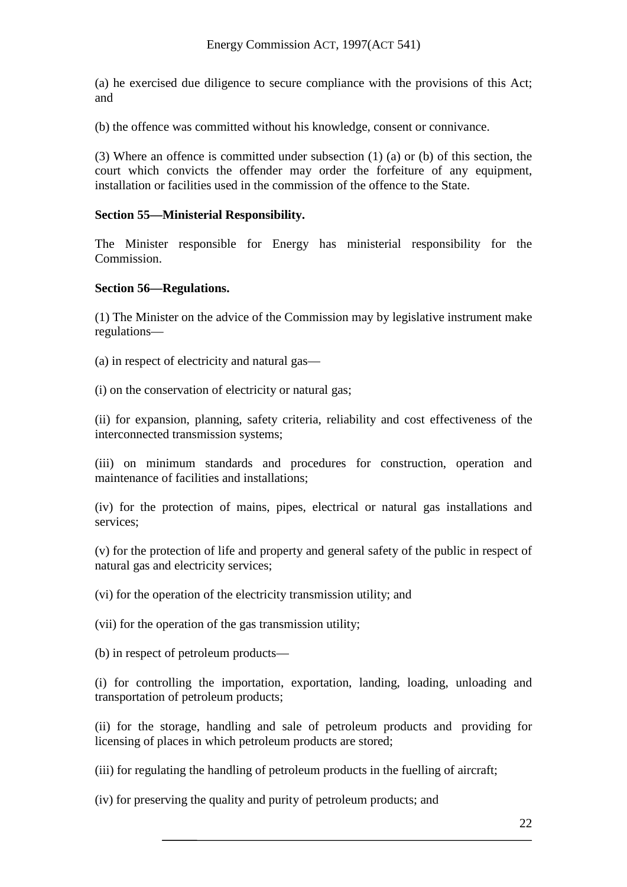(a) he exercised due diligence to secure compliance with the provisions of this Act; and

(b) the offence was committed without his knowledge, consent or connivance.

(3) Where an offence is committed under subsection (1) (a) or (b) of this section, the court which convicts the offender may order the forfeiture of any equipment, installation or facilities used in the commission of the offence to the State.

**Section 55—Ministerial Responsibility.**

The Minister responsible for Energy has ministerial responsibility for the Commission.

**Section 56—Regulations.**

(1) The Minister on the advice of the Commission may by legislative instrument make regulations—

(a) in respect of electricity and natural gas—

(i) on the conservation of electricity or natural gas;

(ii) for expansion, planning, safety criteria, reliability and cost effectiveness of the interconnected transmission systems;

(iii) on minimum standards and procedures for construction, operation and maintenance of facilities and installations;

(iv) for the protection of mains, pipes, electrical or natural gas installations and services;

(v) for the protection of life and property and general safety of the public in respect of natural gas and electricity services;

(vi) for the operation of the electricity transmission utility; and

(vii) for the operation of the gas transmission utility;

(b) in respect of petroleum products—

(i) for controlling the importation, exportation, landing, loading, unloading and transportation of petroleum products;

(ii) for the storage, handling and sale of petroleum products and providing for licensing of places in which petroleum products are stored;

(iii) for regulating the handling of petroleum products in the fuelling of aircraft;

(iv) for preserving the quality and purity of petroleum products; and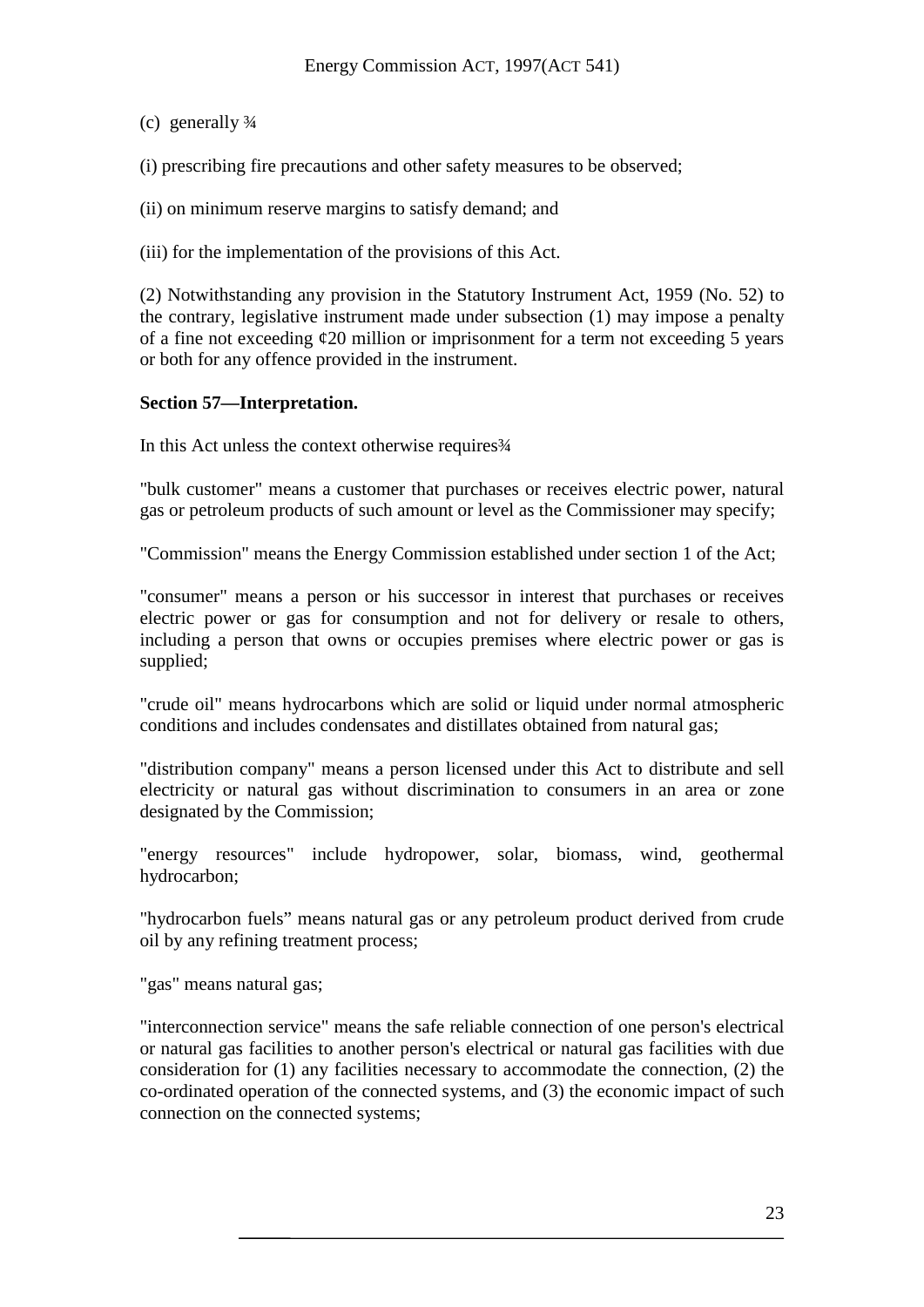(c) generally ¾

(i) prescribing fire precautions and other safety measures to be observed;

(ii) on minimum reserve margins to satisfy demand; and

(iii) for the implementation of the provisions of this Act.

(2) Notwithstanding any provision in the Statutory Instrument Act, 1959 (No. 52) to the contrary, legislative instrument made under subsection (1) may impose a penalty of a fine not exceeding ¢20 million or imprisonment for a term not exceeding 5 years or both for any offence provided in the instrument.

**Section 57—Interpretation.**

In this Act unless the context otherwise requires¾

"bulk customer" means a customer that purchases or receives electric power, natural gas or petroleum products of such amount or level as the Commissioner may specify;

"Commission" means the Energy Commission established under section 1 of the Act;

"consumer" means a person or his successor in interest that purchases or receives electric power or gas for consumption and not for delivery or resale to others, including a person that owns or occupies premises where electric power or gas is supplied;

"crude oil" means hydrocarbons which are solid or liquid under normal atmospheric conditions and includes condensates and distillates obtained from natural gas;

"distribution company" means a person licensed under this Act to distribute and sell electricity or natural gas without discrimination to consumers in an area or zone designated by the Commission;

"energy resources" include hydropower, solar, biomass, wind, geothermal hydrocarbon;

"hydrocarbon fuels" means natural gas or any petroleum product derived from crude oil by any refining treatment process;

"gas" means natural gas;

"interconnection service" means the safe reliable connection of one person's electrical or natural gas facilities to another person's electrical or natural gas facilities with due consideration for (1) any facilities necessary to accommodate the connection, (2) the co-ordinated operation of the connected systems, and (3) the economic impact of such connection on the connected systems;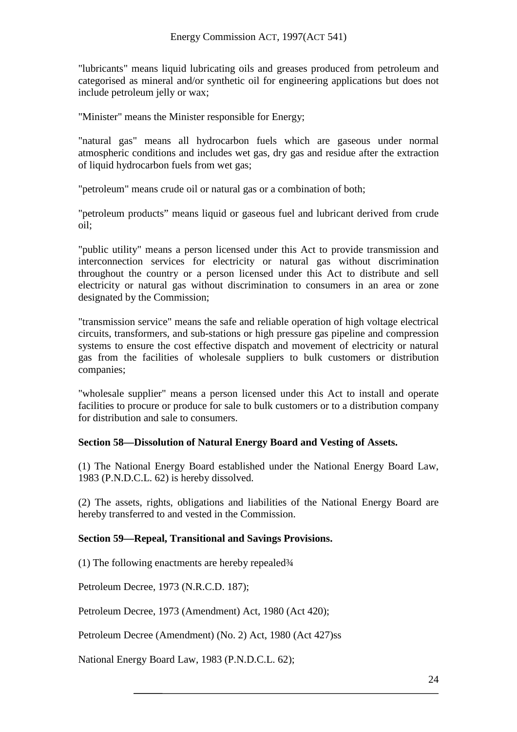"lubricants" means liquid lubricating oils and greases produced from petroleum and categorised as mineral and/or synthetic oil for engineering applications but does not include petroleum jelly or wax;

"Minister" means the Minister responsible for Energy;

"natural gas" means all hydrocarbon fuels which are gaseous under normal atmospheric conditions and includes wet gas, dry gas and residue after the extraction of liquid hydrocarbon fuels from wet gas;

"petroleum" means crude oil or natural gas or a combination of both;

"petroleum products" means liquid or gaseous fuel and lubricant derived from crude oil;

"public utility" means a person licensed under this Act to provide transmission and interconnection services for electricity or natural gas without discrimination throughout the country or a person licensed under this Act to distribute and sell electricity or natural gas without discrimination to consumers in an area or zone designated by the Commission;

"transmission service" means the safe and reliable operation of high voltage electrical circuits, transformers, and sub-stations or high pressure gas pipeline and compression systems to ensure the cost effective dispatch and movement of electricity or natural gas from the facilities of wholesale suppliers to bulk customers or distribution companies;

"wholesale supplier" means a person licensed under this Act to install and operate facilities to procure or produce for sale to bulk customers or to a distribution company for distribution and sale to consumers.

**Section 58—Dissolution of Natural Energy Board and Vesting of Assets.**

(1) The National Energy Board established under the National Energy Board Law, 1983 (P.N.D.C.L. 62) is hereby dissolved.

(2) The assets, rights, obligations and liabilities of the National Energy Board are hereby transferred to and vested in the Commission.

**Section 59—Repeal, Transitional and Savings Provisions.**

(1) The following enactments are hereby repealed¾

Petroleum Decree, 1973 (N.R.C.D. 187);

Petroleum Decree, 1973 (Amendment) Act, 1980 (Act 420);

Petroleum Decree (Amendment) (No. 2) Act, 1980 (Act 427)ss

National Energy Board Law, 1983 (P.N.D.C.L. 62);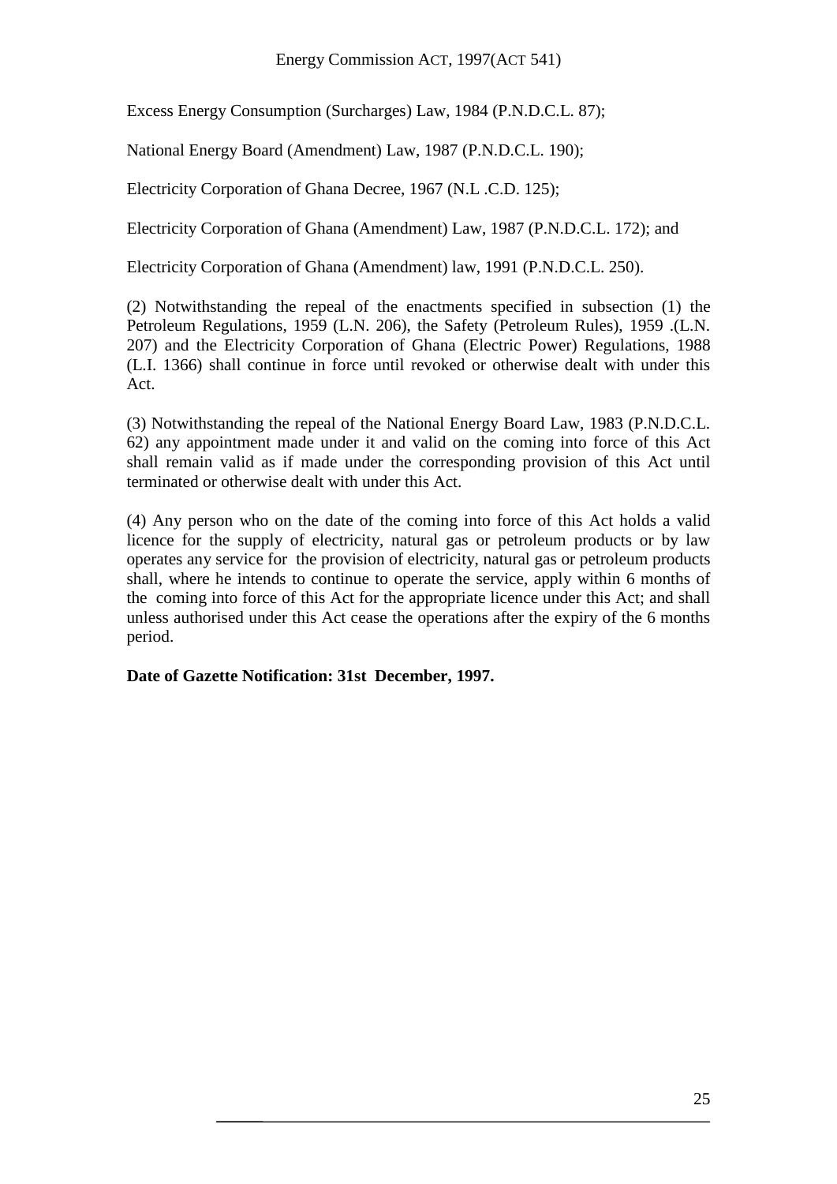Excess Energy Consumption (Surcharges) Law, 1984 (P.N.D.C.L. 87);

National Energy Board (Amendment) Law, 1987 (P.N.D.C.L. 190);

Electricity Corporation of Ghana Decree, 1967 (N.L .C.D. 125);

Electricity Corporation of Ghana (Amendment) Law, 1987 (P.N.D.C.L. 172); and

Electricity Corporation of Ghana (Amendment) law, 1991 (P.N.D.C.L. 250).

(2) Notwithstanding the repeal of the enactments specified in subsection (1) the Petroleum Regulations, 1959 (L.N. 206), the Safety (Petroleum Rules), 1959 .(L.N. 207) and the Electricity Corporation of Ghana (Electric Power) Regulations, 1988 (L.I. 1366) shall continue in force until revoked or otherwise dealt with under this Act.

(3) Notwithstanding the repeal of the National Energy Board Law, 1983 (P.N.D.C.L. 62) any appointment made under it and valid on the coming into force of this Act shall remain valid as if made under the corresponding provision of this Act until terminated or otherwise dealt with under this Act.

(4) Any person who on the date of the coming into force of this Act holds a valid licence for the supply of electricity, natural gas or petroleum products or by law operates any service for the provision of electricity, natural gas or petroleum products shall, where he intends to continue to operate the service, apply within 6 months of the coming into force of this Act for the appropriate licence under this Act; and shall unless authorised under this Act cease the operations after the expiry of the 6 months period.

**Date of Gazette Notification: 31st December, 1997.**